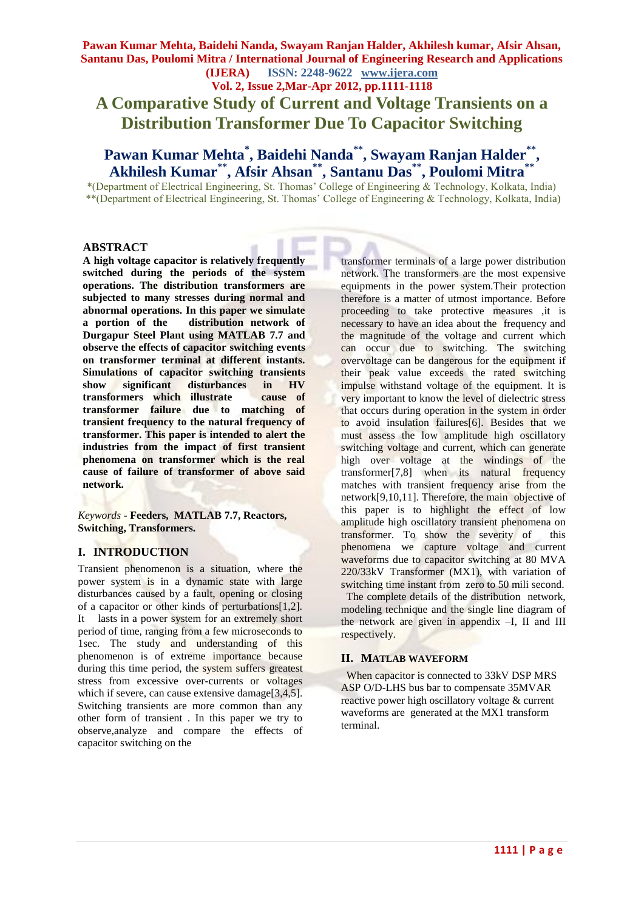# A Comparative Study of Current and Voltage Transients on a Distribution Transformer Due To Capacitor Switching

**Pawan Kumar Mehta*, Baidehi Nanda**, Swayam Ranjan Halder**, Akhilesh Kumar**, Afsir Ahsan**, Santanu Das**, Poulomi Mitra****

*(Department of Electrical Engineering, St. Thomas' College of Engineering & Technology, Kolkata, India)
**(Department of Electrical Engineering, St. Thomas' College of Engineering & Technology, Kolkata, India)

## ABSTRACT

**A high voltage capacitor is relatively frequently switched during the periods of the system operations. The distribution transformers are subjected to many stresses during normal and abnormal operations. In this paper we simulate a portion of the distribution network of Durgapur Steel Plant using MATLAB 7.7 and observe the effects of capacitor switching events on transformer terminal at different instants. Simulations of capacitor switching transients show significant disturbances in HV transformers which illustrate cause of transformer failure due to matching of transient frequency to the natural frequency of transformer. This paper is intended to alert the industries from the impact of first transient phenomena on transformer which is the real cause of failure of transformer of above said network.**

*Keywords* - **Feeders, MATLAB 7.7, Reactors, Switching, Transformers.**

## I. INTRODUCTION

Transient phenomenon is a situation, where the power system is in a dynamic state with large disturbances caused by a fault, opening or closing of a capacitor or other kinds of perturbations[1,2]. It lasts in a power system for an extremely short period of time, ranging from a few microseconds to 1sec. The study and understanding of this phenomenon is of extreme importance because during this time period, the system suffers greatest stress from excessive over-currents or voltages which if severe, can cause extensive damage[3,4,5]. Switching transients are more common than any other form of transient . In this paper we try to observe,analyze and compare the effects of capacitor switching on the transformer terminals of a large power distribution network. The transformers are the most expensive equipments in the power system.Their protection therefore is a matter of utmost importance. Before proceeding to take protective measures ,it is necessary to have an idea about the frequency and the magnitude of the voltage and current which can occur due to switching. The switching overvoltage can be dangerous for the equipment if their peak value exceeds the rated switching impulse withstand voltage of the equipment. It is very important to know the level of dielectric stress that occurs during operation in the system in order to avoid insulation failures[6]. Besides that we must assess the low amplitude high oscillatory switching voltage and current, which can generate high over voltage at the windings of the transformer[7,8] when its natural frequency matches with transient frequency arise from the network[9,10,11]. Therefore, the main objective of this paper is to highlight the effect of low amplitude high oscillatory transient phenomena on transformer. To show the severity of this phenomena we capture voltage and current waveforms due to capacitor switching at 80 MVA 220/33kV Transformer (MX1), with variation of switching time instant from zero to 50 mili second.

The complete details of the distribution network, modeling technique and the single line diagram of the network are given in appendix –I, II and III respectively.

## II. MATLAB WAVEFORM

When capacitor is connected to 33kV DSP MRS ASP O/D-LHS bus bar to compensate 35MVAR reactive power high oscillatory voltage & current waveforms are generated at the MX1 transform terminal.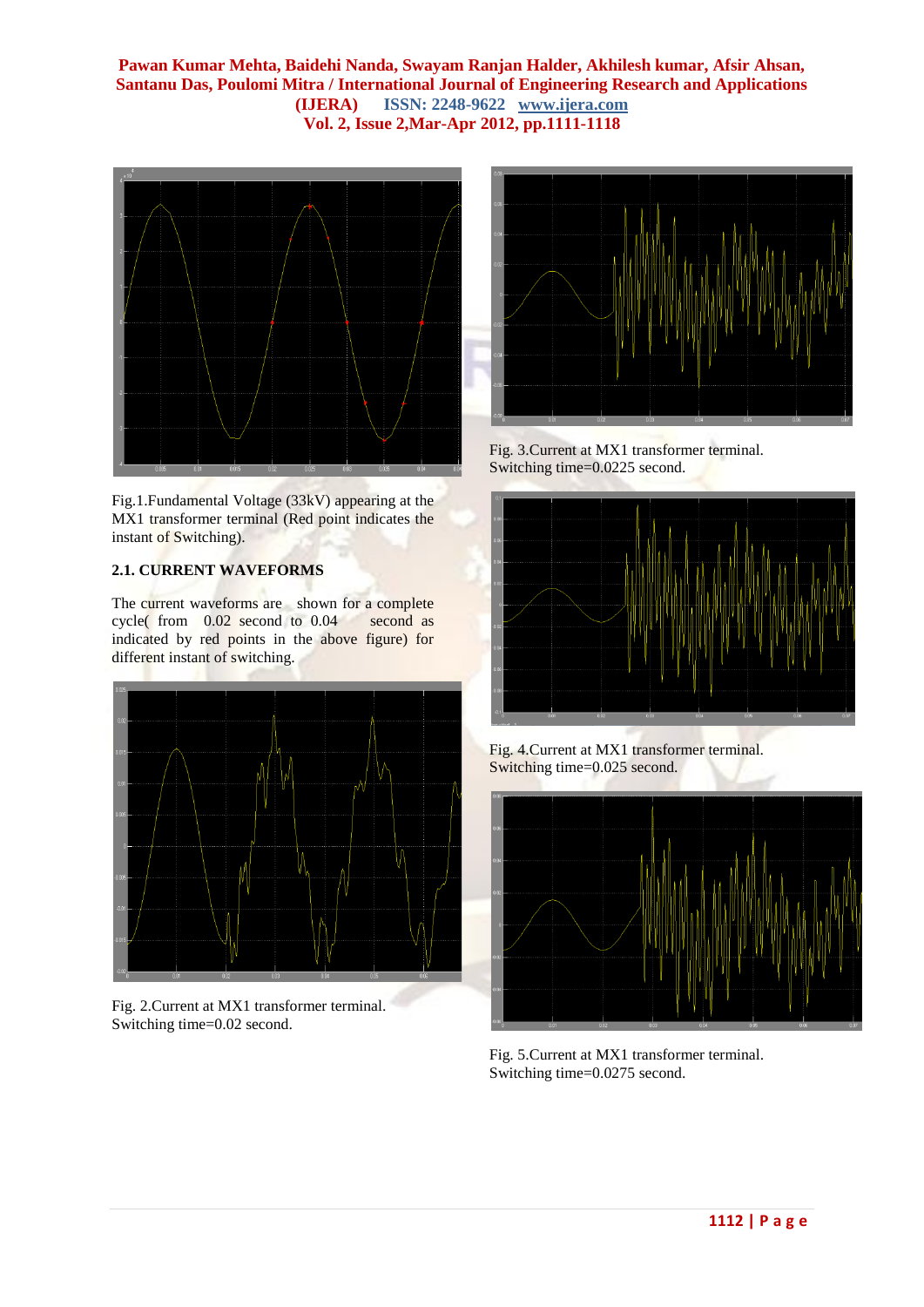Fig.1.Fundamental Voltage (33kV) appearing at the MX1 transformer terminal (Red point indicates the instant of Switching).

### 2.1. CURRENT WAVEFORMS

The current waveforms are shown for a complete cycle( from 0.02 second to 0.04 second as indicated by red points in the above figure) for different instant of switching.

Fig. 2.Current at MX1 transformer terminal. Switching time=0.02 second.

Fig. 3.Current at MX1 transformer terminal. Switching time=0.0225 second.

Fig. 4.Current at MX1 transformer terminal. Switching time=0.025 second.

Fig. 5.Current at MX1 transformer terminal. Switching time=0.0275 second.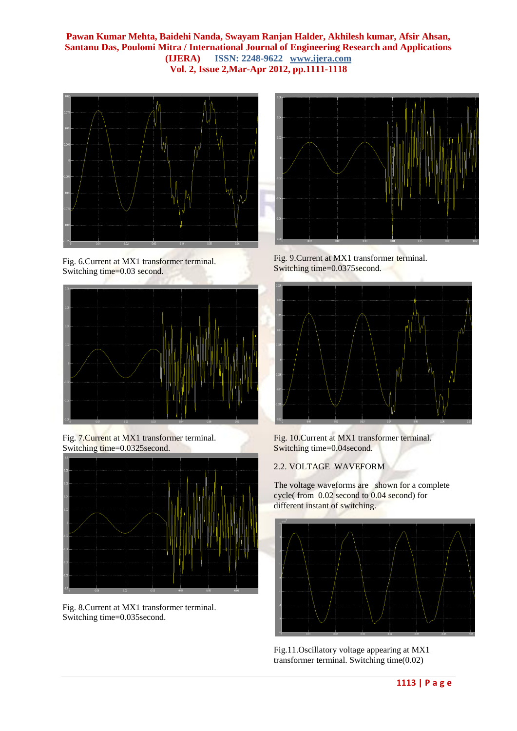Fig. 6.Current at MX1 transformer terminal. Switching time=0.03 second.

Fig. 7.Current at MX1 transformer terminal. Switching time=0.0325second.

Fig. 8.Current at MX1 transformer terminal. Switching time=0.035second.

Fig. 9.Current at MX1 transformer terminal. Switching time=0.0375second.

Fig. 10.Current at MX1 transformer terminal. Switching time=0.04second.

## 2.2. VOLTAGE WAVEFORM

The voltage waveforms are shown for a complete cycle( from 0.02 second to 0.04 second) for different instant of switching.

Fig.11.Oscillatory voltage appearing at MX1 transformer terminal. Switching time(0.02)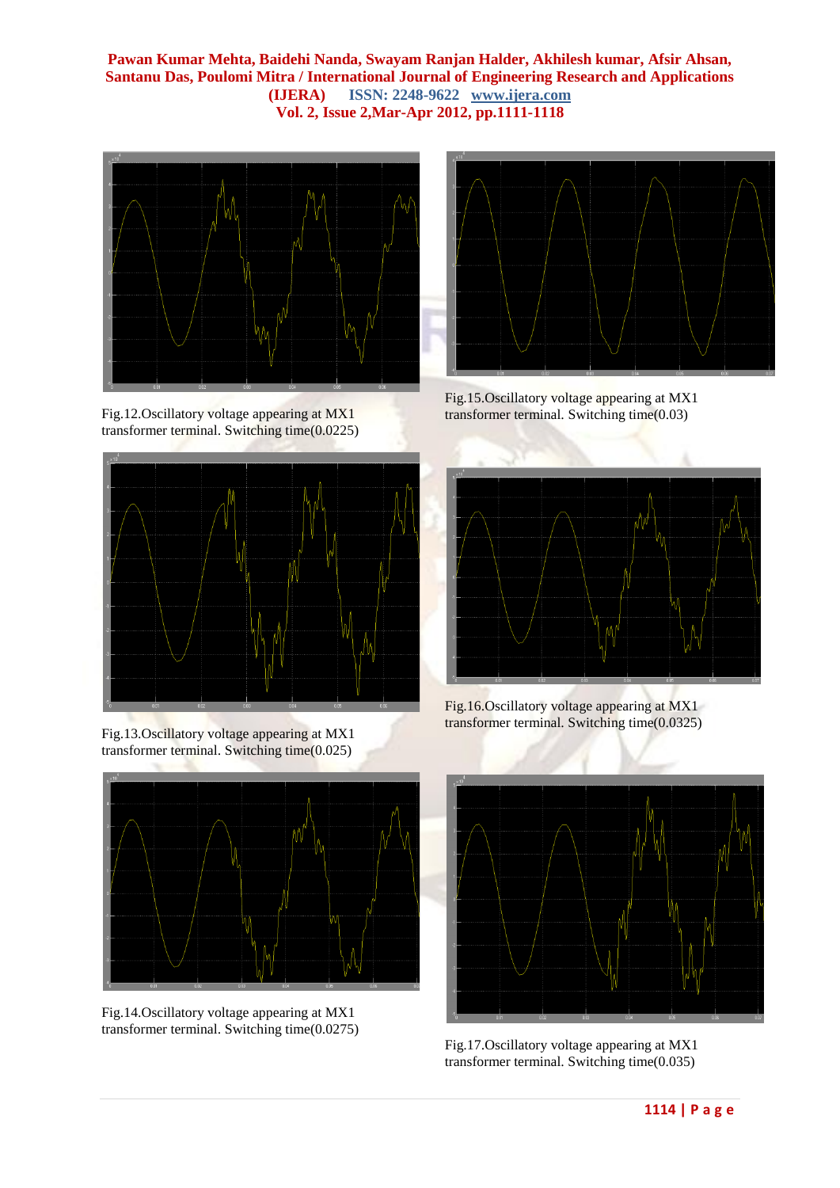Fig.12.Oscillatory voltage appearing at MX1 transformer terminal. Switching time(0.0225)

Fig.13.Oscillatory voltage appearing at MX1 transformer terminal. Switching time(0.025)

Fig.14.Oscillatory voltage appearing at MX1 transformer terminal. Switching time(0.0275)

Fig.15.Oscillatory voltage appearing at MX1 transformer terminal. Switching time(0.03)

Fig.16.Oscillatory voltage appearing at MX1 transformer terminal. Switching time(0.0325)

Fig.17.Oscillatory voltage appearing at MX1 transformer terminal. Switching time(0.035)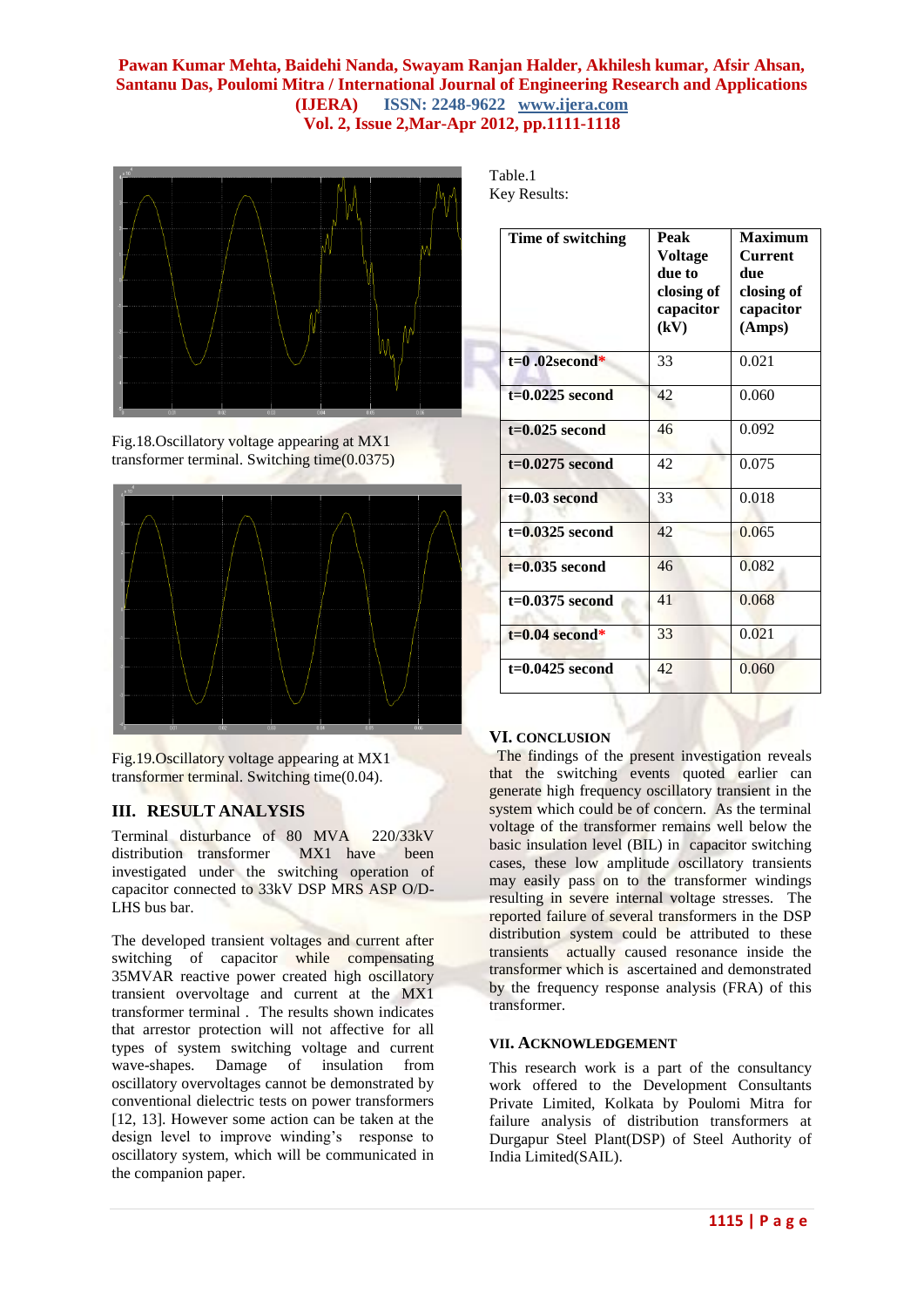Fig.18.Oscillatory voltage appearing at MX1 transformer terminal. Switching time(0.0375)

Fig.19.Oscillatory voltage appearing at MX1 transformer terminal. Switching time(0.04).

## III. RESULT ANALYSIS

Terminal disturbance of 80 MVA 220/33kV distribution transformer MX1 have been investigated under the switching operation of capacitor connected to 33kV DSP MRS ASP O/D-LHS bus bar.

The developed transient voltages and current after switching of capacitor while compensating 35MVAR reactive power created high oscillatory transient overvoltage and current at the MX1 transformer terminal . The results shown indicates that arrestor protection will not affective for all types of system switching voltage and current wave-shapes. Damage of insulation from oscillatory overvoltages cannot be demonstrated by conventional dielectric tests on power transformers [12, 13]. However some action can be taken at the design level to improve winding's response to oscillatory system, which will be communicated in the companion paper.

Table.1
Key Results:

| Time of switching | Peak Voltage due to closing of capacitor (kV) | Maximum Current due closing of capacitor (Amps) |
|---|---|---|
| **t=0 .02second*** | 33 | 0.021 |
| **t=0.0225 second** | 42 | 0.060 |
| **t=0.025 second** | 46 | 0.092 |
| **t=0.0275 second** | 42 | 0.075 |
| **t=0.03 second** | 33 | 0.018 |
| **t=0.0325 second** | 42 | 0.065 |
| **t=0.035 second** | 46 | 0.082 |
| **t=0.0375 second** | 41 | 0.068 |
| **t=0.04 second*** | 33 | 0.021 |
| **t=0.0425 second** | 42 | 0.060 |

## VI. CONCLUSION

The findings of the present investigation reveals that the switching events quoted earlier can generate high frequency oscillatory transient in the system which could be of concern. As the terminal voltage of the transformer remains well below the basic insulation level (BIL) in capacitor switching cases, these low amplitude oscillatory transients may easily pass on to the transformer windings resulting in severe internal voltage stresses. The reported failure of several transformers in the DSP distribution system could be attributed to these transients actually caused resonance inside the transformer which is ascertained and demonstrated by the frequency response analysis (FRA) of this transformer.

## VII. ACKNOWLEDGEMENT

This research work is a part of the consultancy work offered to the Development Consultants Private Limited, Kolkata by Poulomi Mitra for failure analysis of distribution transformers at Durgapur Steel Plant(DSP) of Steel Authority of India Limited(SAIL).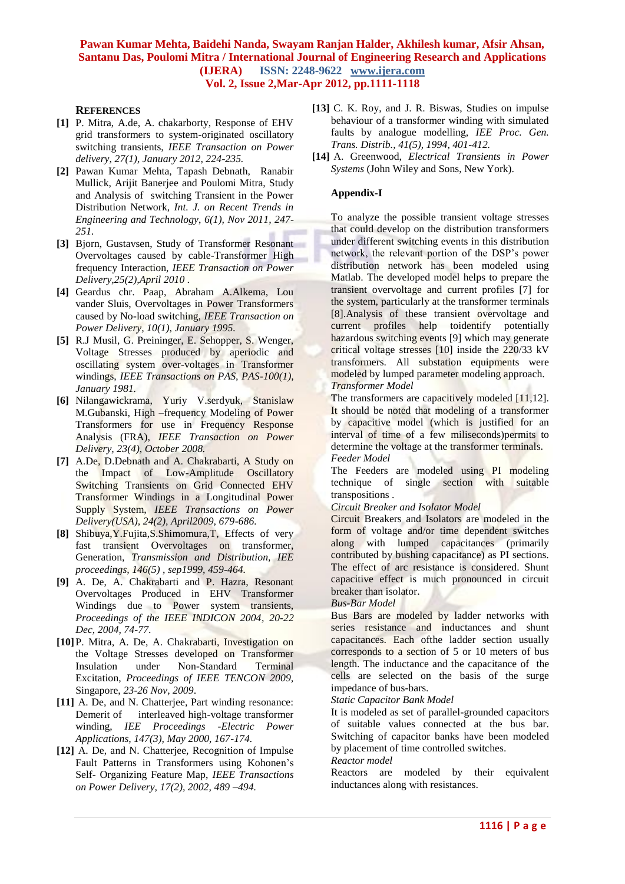## REFERENCES

**[1]** P. Mitra, A.de, A. chakarborty, Response of EHV grid transformers to system-originated oscillatory switching transients, *IEEE Transaction on Power delivery, 27(1), January 2012, 224-235.*

**[2]** Pawan Kumar Mehta, Tapash Debnath, Ranabir Mullick, Arijit Banerjee and Poulomi Mitra, Study and Analysis of switching Transient in the Power Distribution Network, *Int. J. on Recent Trends in Engineering and Technology, 6(1), Nov 2011, 247-251.*

**[3]** Bjorn, Gustavsen, Study of Transformer Resonant Overvoltages caused by cable-Transformer High frequency Interaction, *IEEE Transaction on Power Delivery,25(2),April 2010 .*

**[4]** Geardus chr. Paap, Abraham A.Alkema, Lou vander Sluis, Overvoltages in Power Transformers caused by No-load switching, *IEEE Transaction on Power Delivery, 10(1), January 1995.*

**[5]** R.J Musil, G. Preininger, E. Sehopper, S. Wenger, Voltage Stresses produced by aperiodic and oscillating system over-voltages in Transformer windings, *IEEE Transactions on PAS, PAS-100(1), January 1981.*

**[6]** Nilangawickrama, Yuriy V.serdyuk, Stanislaw M.Gubanski, High –frequency Modeling of Power Transformers for use in Frequency Response Analysis (FRA), *IEEE Transaction on Power Delivery, 23(4), October 2008.*

**[7]** A.De, D.Debnath and A. Chakrabarti, A Study on the Impact of Low-Amplitude Oscillatory Switching Transients on Grid Connected EHV Transformer Windings in a Longitudinal Power Supply System, *IEEE Transactions on Power Delivery(USA), 24(2), April2009, 679-686.*

**[8]** Shibuya,Y.Fujita,S.Shimomura,T, Effects of very fast transient Overvoltages on transformer, Generation, *Transmission and Distribution, IEE proceedings, 146(5) , sep1999, 459-464.*

**[9]** A. De, A. Chakrabarti and P. Hazra, Resonant Overvoltages Produced in EHV Transformer Windings due to Power system transients, *Proceedings of the IEEE INDICON 2004, 20-22 Dec, 2004, 74-77.*

**[10]** P. Mitra, A. De, A. Chakrabarti, Investigation on the Voltage Stresses developed on Transformer Insulation under Non-Standard Terminal Excitation, *Proceedings of IEEE TENCON 2009,* Singapore, *23-26 Nov, 2009*.

**[11]** A. De, and N. Chatterjee, Part winding resonance: Demerit of interleaved high-voltage transformer winding, *IEE Proceedings -Electric Power Applications, 147(3), May 2000, 167-174.*

**[12]** A. De, and N. Chatterjee, Recognition of Impulse Fault Patterns in Transformers using Kohonen's Self- Organizing Feature Map, *IEEE Transactions on Power Delivery, 17(2), 2002, 489 –494.*

**[13]** C. K. Roy, and J. R. Biswas, Studies on impulse behaviour of a transformer winding with simulated faults by analogue modelling, *IEE Proc. Gen. Trans. Distrib., 41(5), 1994, 401-412.*

**[14]** A. Greenwood, *Electrical Transients in Power Systems* (John Wiley and Sons, New York).

## Appendix-I

To analyze the possible transient voltage stresses that could develop on the distribution transformers under different switching events in this distribution network, the relevant portion of the DSP's power distribution network has been modeled using Matlab. The developed model helps to prepare the transient overvoltage and current profiles [7] for the system, particularly at the transformer terminals [8].Analysis of these transient overvoltage and current profiles help toidentify potentially hazardous switching events [9] which may generate critical voltage stresses [10] inside the 220/33 kV transformers. All substation equipments were modeled by lumped parameter modeling approach.

*Transformer Model*

The transformers are capacitively modeled [11,12]. It should be noted that modeling of a transformer by capacitive model (which is justified for an interval of time of a few miliseconds)permits to determine the voltage at the transformer terminals.

*Feeder Model*

The Feeders are modeled using PI modeling technique of single section with suitable transpositions .

*Circuit Breaker and Isolator Model*

Circuit Breakers and Isolators are modeled in the form of switches and/or time dependent switches along with lumped capacitances (primarily contributed by bushing capacitance) as PI sections. The effect of arc resistance is considered. Shunt capacitive effect is much pronounced in circuit breaker than isolator.

*Bus-Bar Model*

Bus Bars are modeled by ladder networks with series resistance and inductances and shunt capacitances. Each ofthe ladder section usually corresponds to a section of 5 or 10 meters of bus length. The inductance and the capacitance of the cells are selected on the basis of the surge impedance of bus-bars.

*Static Capacitor Bank Model*

It is modeled as set of parallel-grounded capacitors of suitable values connected at the bus bar. Switching of capacitor banks have been modeled by placement of time controlled switches.

*Reactor model*

Reactors are modeled by their equivalent inductances along with resistances.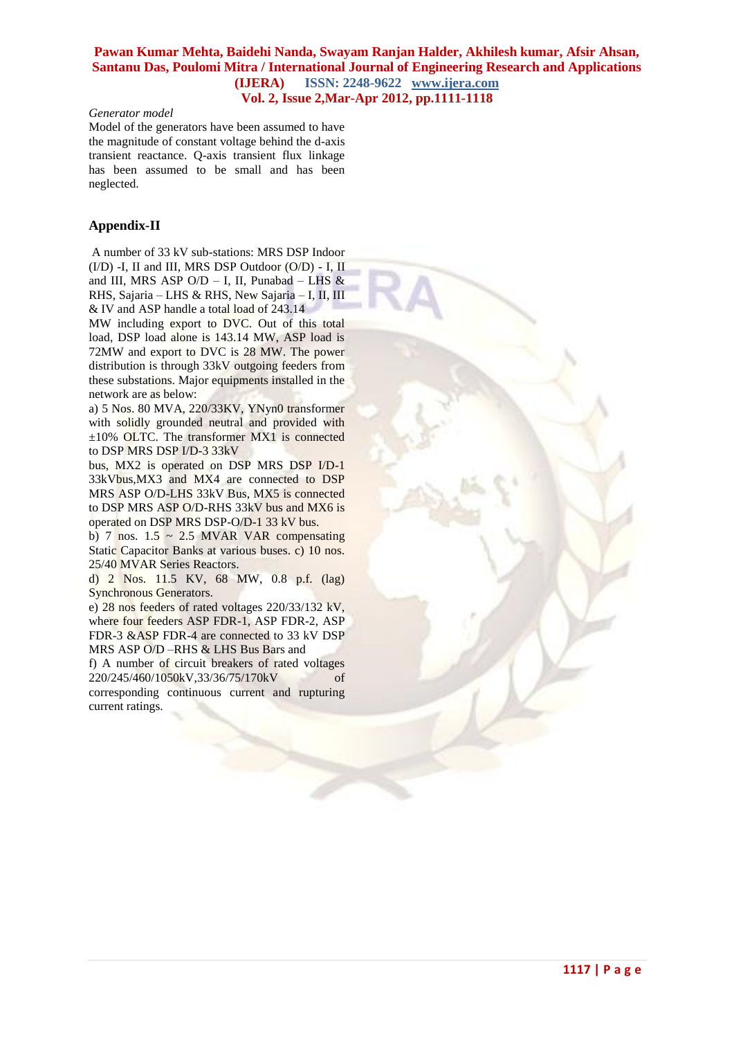*Generator model*

Model of the generators have been assumed to have the magnitude of constant voltage behind the d-axis transient reactance. Q-axis transient flux linkage has been assumed to be small and has been neglected.

## Appendix-II

A number of 33 kV sub-stations: MRS DSP Indoor (I/D) -I, II and III, MRS DSP Outdoor (O/D) - I, II and III, MRS ASP O/D – I, II, Punabad – LHS & RHS, Sajaria – LHS & RHS, New Sajaria – I, II, III & IV and ASP handle a total load of 243.14 MW including export to DVC. Out of this total load, DSP load alone is 143.14 MW, ASP load is 72MW and export to DVC is 28 MW. The power distribution is through 33kV outgoing feeders from these substations. Major equipments installed in the network are as below:

a) 5 Nos. 80 MVA, 220/33KV, YNyn0 transformer with solidly grounded neutral and provided with ±10% OLTC. The transformer MX1 is connected to DSP MRS DSP I/D-3 33kV bus, MX2 is operated on DSP MRS DSP I/D-1 33kVbus,MX3 and MX4 are connected to DSP MRS ASP O/D-LHS 33kV Bus, MX5 is connected to DSP MRS ASP O/D-RHS 33kV bus and MX6 is operated on DSP MRS DSP-O/D-1 33 kV bus.

b) 7 nos. 1.5 ~ 2.5 MVAR VAR compensating Static Capacitor Banks at various buses. c) 10 nos. 25/40 MVAR Series Reactors.

d) 2 Nos. 11.5 KV, 68 MW, 0.8 p.f. (lag) Synchronous Generators.

e) 28 nos feeders of rated voltages 220/33/132 kV, where four feeders ASP FDR-1, ASP FDR-2, ASP FDR-3 &ASP FDR-4 are connected to 33 kV DSP MRS ASP O/D –RHS & LHS Bus Bars and

f) A number of circuit breakers of rated voltages 220/245/460/1050kV,33/36/75/170kV of corresponding continuous current and rupturing current ratings.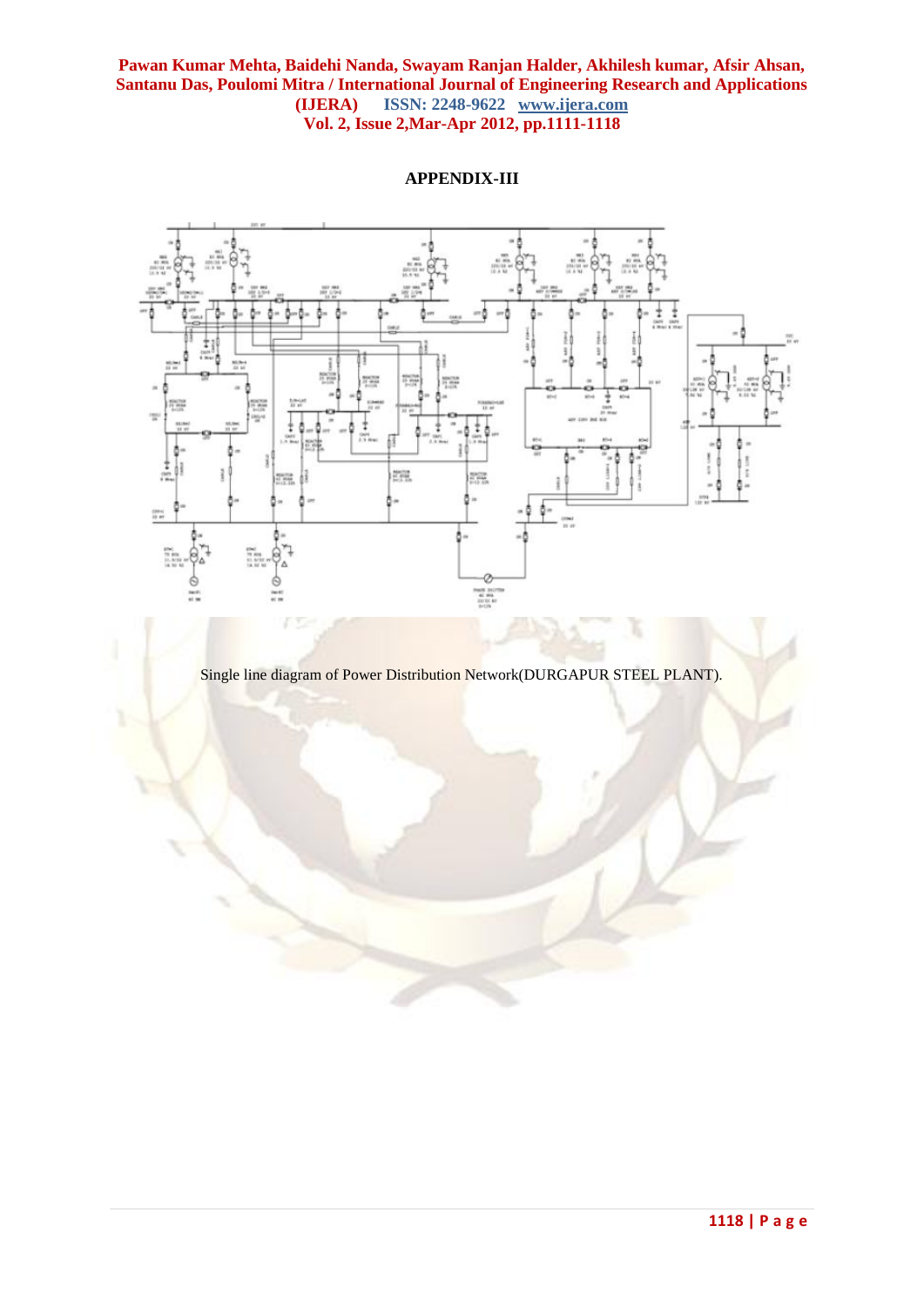## APPENDIX-III

Single line diagram of Power Distribution Network(DURGAPUR STEEL PLANT).